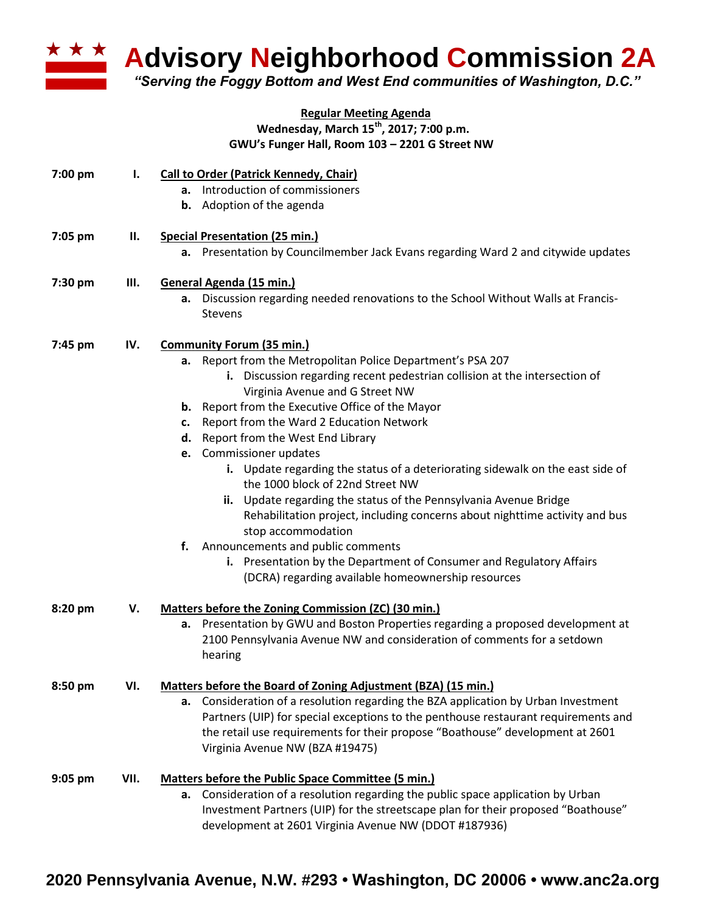# Advisory Neighborhood Commission 2A

*"Serving the Foggy Bottom and West End communities of Washington, D.C."*

**Regular Meeting Agenda**
**Wednesday, March 15th, 2017; 7:00 p.m.**
**GWU's Funger Hall, Room 103 – 2201 G Street NW**

**7:00 pm** **I. Call to Order (Patrick Kennedy, Chair)**

- **a.** Introduction of commissioners
- **b.** Adoption of the agenda

**7:05 pm** **II. Special Presentation (25 min.)**

- **a.** Presentation by Councilmember Jack Evans regarding Ward 2 and citywide updates

**7:30 pm** **III. General Agenda (15 min.)**

- **a.** Discussion regarding needed renovations to the School Without Walls at Francis-Stevens

**7:45 pm** **IV. Community Forum (35 min.)**

- **a.** Report from the Metropolitan Police Department's PSA 207
  - **i.** Discussion regarding recent pedestrian collision at the intersection of Virginia Avenue and G Street NW
- **b.** Report from the Executive Office of the Mayor
- **c.** Report from the Ward 2 Education Network
- **d.** Report from the West End Library
- **e.** Commissioner updates
  - **i.** Update regarding the status of a deteriorating sidewalk on the east side of the 1000 block of 22nd Street NW
  - **ii.** Update regarding the status of the Pennsylvania Avenue Bridge Rehabilitation project, including concerns about nighttime activity and bus stop accommodation
- **f.** Announcements and public comments
  - **i.** Presentation by the Department of Consumer and Regulatory Affairs (DCRA) regarding available homeownership resources

**8:20 pm** **V. Matters before the Zoning Commission (ZC) (30 min.)**

- **a.** Presentation by GWU and Boston Properties regarding a proposed development at 2100 Pennsylvania Avenue NW and consideration of comments for a setdown hearing

**8:50 pm** **VI. Matters before the Board of Zoning Adjustment (BZA) (15 min.)**

- **a.** Consideration of a resolution regarding the BZA application by Urban Investment Partners (UIP) for special exceptions to the penthouse restaurant requirements and the retail use requirements for their propose "Boathouse" development at 2601 Virginia Avenue NW (BZA #19475)

**9:05 pm** **VII. Matters before the Public Space Committee (5 min.)**

- **a.** Consideration of a resolution regarding the public space application by Urban Investment Partners (UIP) for the streetscape plan for their proposed "Boathouse" development at 2601 Virginia Avenue NW (DDOT #187936)

**2020 Pennsylvania Avenue, N.W. #293 • Washington, DC 20006 • www.anc2a.org**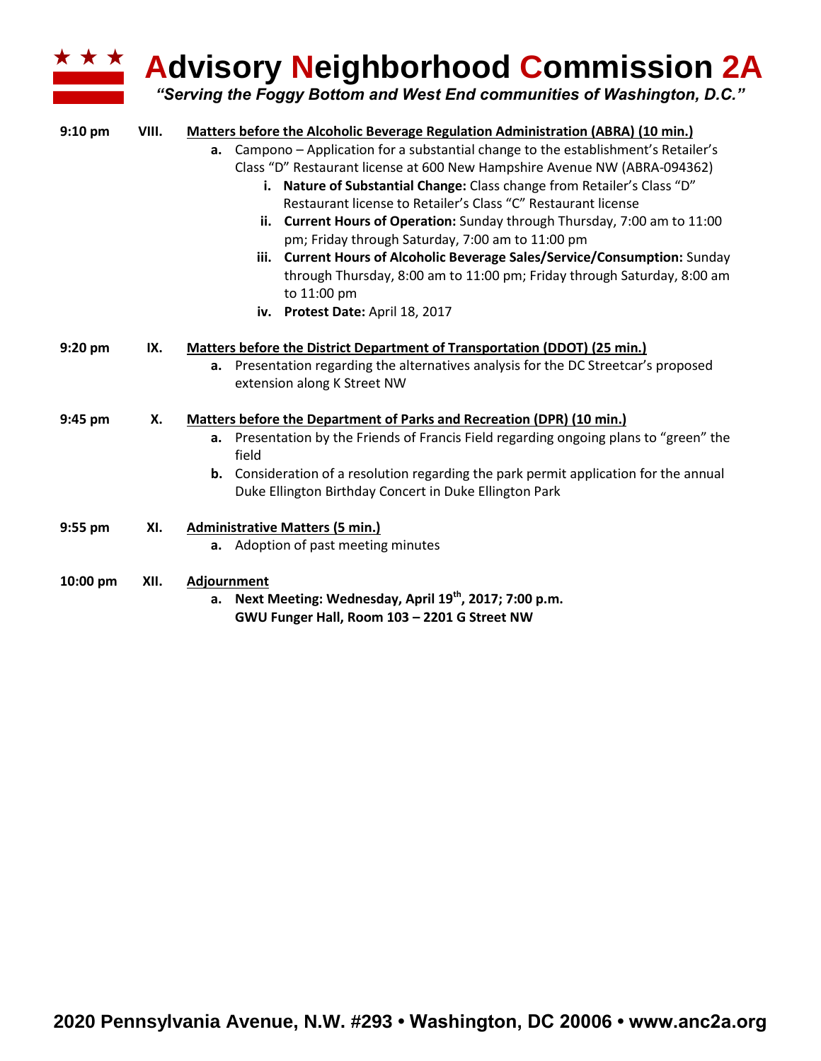# Advisory Neighborhood Commission 2A

*"Serving the Foggy Bottom and West End communities of Washington, D.C."*

**9:10 pm VIII. Matters before the Alcoholic Beverage Regulation Administration (ABRA) (10 min.)**

- **a.** Campono – Application for a substantial change to the establishment's Retailer's Class "D" Restaurant license at 600 New Hampshire Avenue NW (ABRA-094362)
  - **i. Nature of Substantial Change:** Class change from Retailer's Class "D" Restaurant license to Retailer's Class "C" Restaurant license
  - **ii. Current Hours of Operation:** Sunday through Thursday, 7:00 am to 11:00 pm; Friday through Saturday, 7:00 am to 11:00 pm
  - **iii. Current Hours of Alcoholic Beverage Sales/Service/Consumption:** Sunday through Thursday, 8:00 am to 11:00 pm; Friday through Saturday, 8:00 am to 11:00 pm
  - **iv. Protest Date:** April 18, 2017

**9:20 pm IX. Matters before the District Department of Transportation (DDOT) (25 min.)**

- **a.** Presentation regarding the alternatives analysis for the DC Streetcar's proposed extension along K Street NW

**9:45 pm X. Matters before the Department of Parks and Recreation (DPR) (10 min.)**

- **a.** Presentation by the Friends of Francis Field regarding ongoing plans to "green" the field
- **b.** Consideration of a resolution regarding the park permit application for the annual Duke Ellington Birthday Concert in Duke Ellington Park

**9:55 pm XI. Administrative Matters (5 min.)**

- **a.** Adoption of past meeting minutes

**10:00 pm XII. Adjournment**

- **a. Next Meeting: Wednesday, April 19th, 2017; 7:00 p.m.**
  **GWU Funger Hall, Room 103 – 2201 G Street NW**

2020 Pennsylvania Avenue, N.W. #293 • Washington, DC 20006 • www.anc2a.org